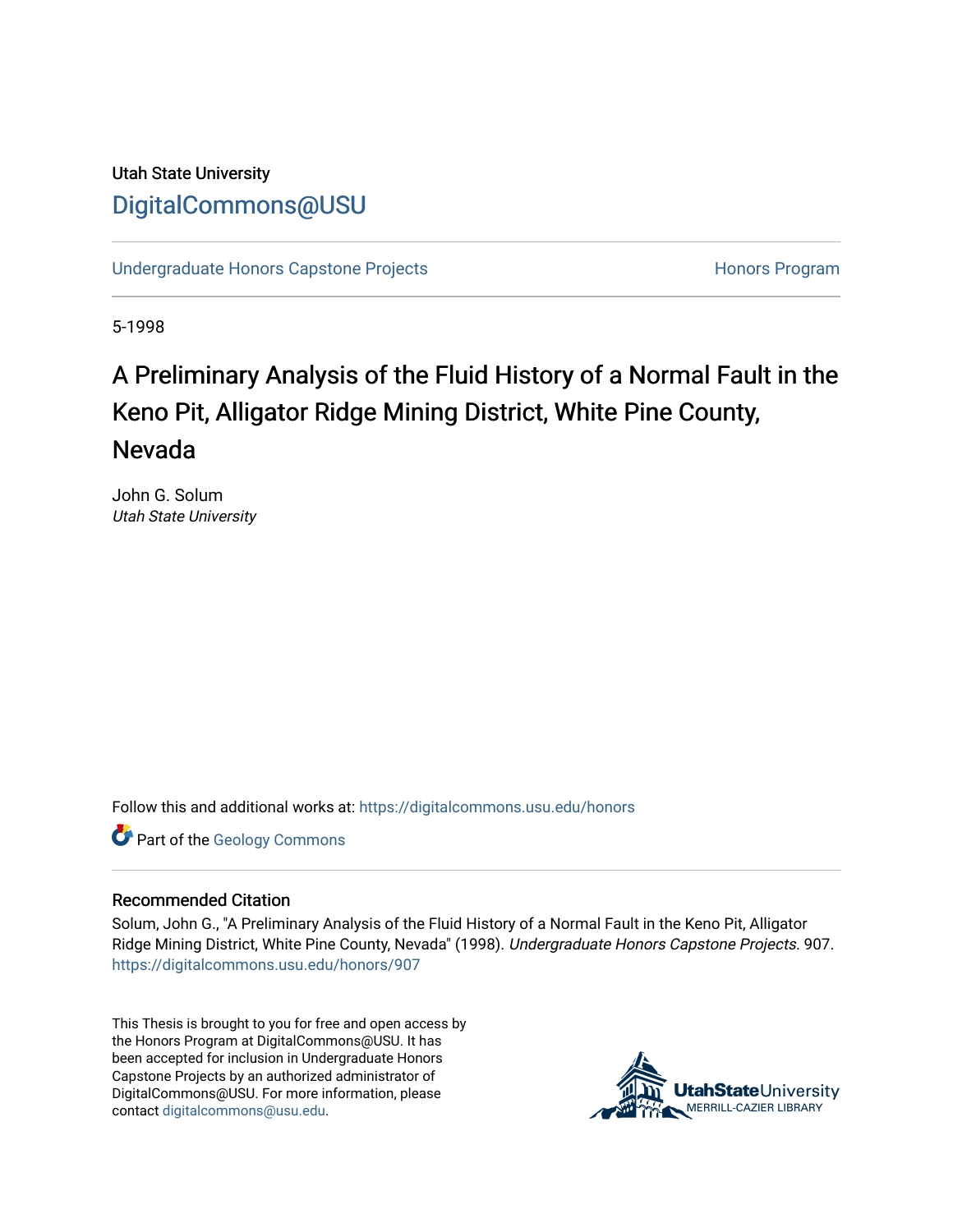Utah State University

[DigitalCommons@USU](https://digitalcommons.usu.edu/)

Undergraduate Honors Capstone Projects | Honors Program

5-1998

# A Preliminary Analysis of the Fluid History of a Normal Fault in the Keno Pit, Alligator Ridge Mining District, White Pine County, Nevada

John G. Solum
*Utah State University*

Follow this and additional works at: https://digitalcommons.usu.edu/honors

Part of the Geology Commons

## Recommended Citation

Solum, John G., "A Preliminary Analysis of the Fluid History of a Normal Fault in the Keno Pit, Alligator Ridge Mining District, White Pine County, Nevada" (1998). *Undergraduate Honors Capstone Projects*. 907.
https://digitalcommons.usu.edu/honors/907

This Thesis is brought to you for free and open access by the Honors Program at DigitalCommons@USU. It has been accepted for inclusion in Undergraduate Honors Capstone Projects by an authorized administrator of DigitalCommons@USU. For more information, please contact digitalcommons@usu.edu.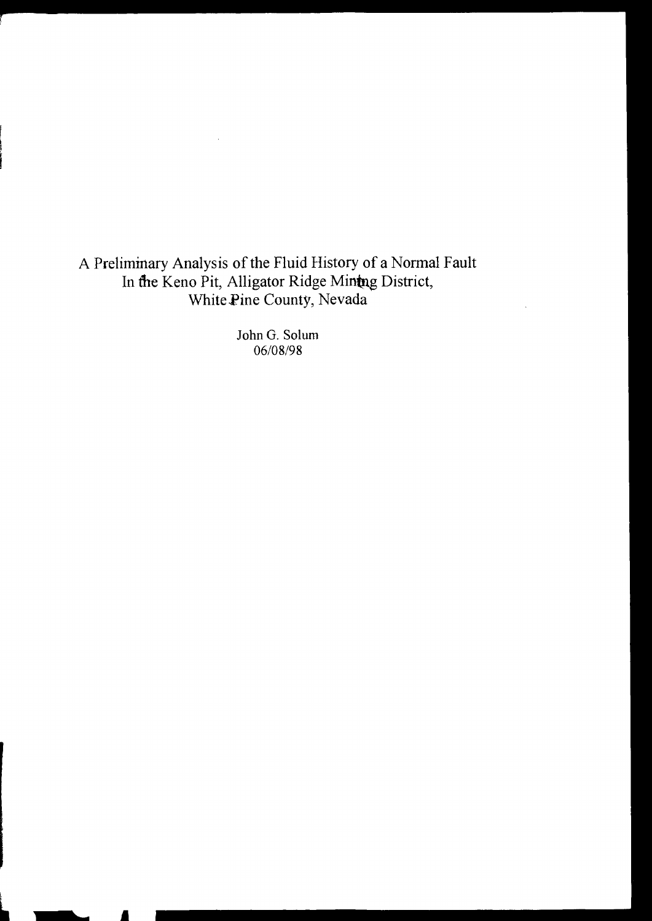# A Preliminary Analysis of the Fluid History of a Normal Fault In the Keno Pit, Alligator Ridge Mining District, White Pine County, Nevada

John G. Solum
06/08/98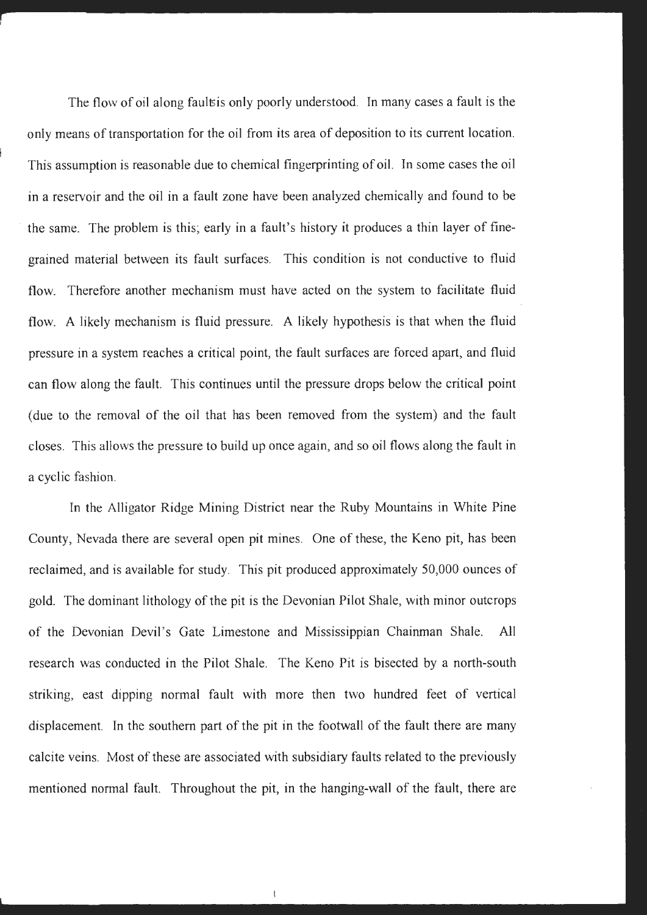The flow of oil along faults is only poorly understood. In many cases a fault is the only means of transportation for the oil from its area of deposition to its current location. This assumption is reasonable due to chemical fingerprinting of oil. In some cases the oil in a reservoir and the oil in a fault zone have been analyzed chemically and found to be the same. The problem is this; early in a fault's history it produces a thin layer of fine-grained material between its fault surfaces. This condition is not conductive to fluid flow. Therefore another mechanism must have acted on the system to facilitate fluid flow. A likely mechanism is fluid pressure. A likely hypothesis is that when the fluid pressure in a system reaches a critical point, the fault surfaces are forced apart, and fluid can flow along the fault. This continues until the pressure drops below the critical point (due to the removal of the oil that has been removed from the system) and the fault closes. This allows the pressure to build up once again, and so oil flows along the fault in a cyclic fashion.

In the Alligator Ridge Mining District near the Ruby Mountains in White Pine County, Nevada there are several open pit mines. One of these, the Keno pit, has been reclaimed, and is available for study. This pit produced approximately 50,000 ounces of gold. The dominant lithology of the pit is the Devonian Pilot Shale, with minor outcrops of the Devonian Devil's Gate Limestone and Mississippian Chainman Shale. All research was conducted in the Pilot Shale. The Keno Pit is bisected by a north-south striking, east dipping normal fault with more then two hundred feet of vertical displacement. In the southern part of the pit in the footwall of the fault there are many calcite veins. Most of these are associated with subsidiary faults related to the previously mentioned normal fault. Throughout the pit, in the hanging-wall of the fault, there are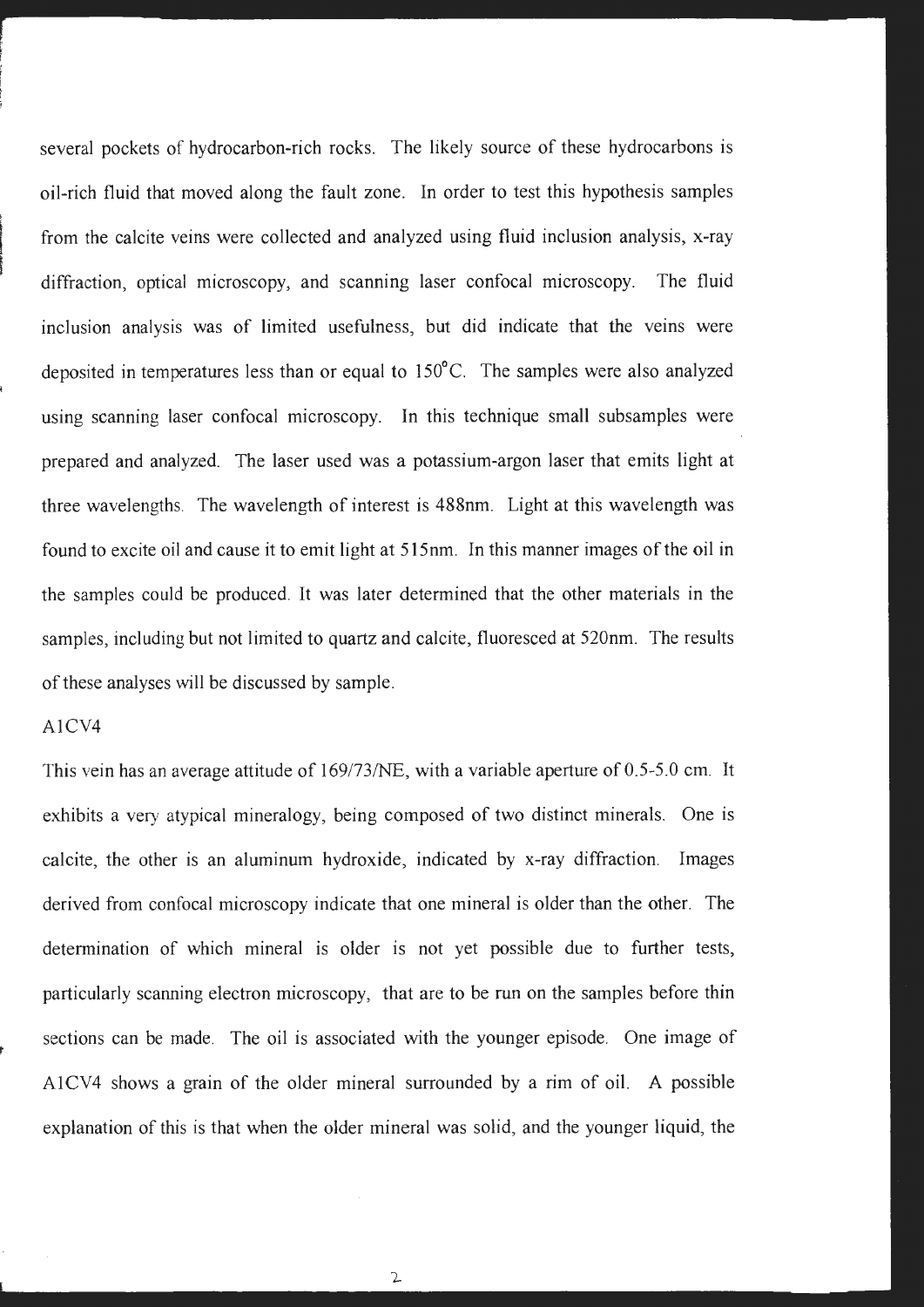several pockets of hydrocarbon-rich rocks. The likely source of these hydrocarbons is oil-rich fluid that moved along the fault zone. In order to test this hypothesis samples from the calcite veins were collected and analyzed using fluid inclusion analysis, x-ray diffraction, optical microscopy, and scanning laser confocal microscopy. The fluid inclusion analysis was of limited usefulness, but did indicate that the veins were deposited in temperatures less than or equal to $150^{\circ}C$. The samples were also analyzed using scanning laser confocal microscopy. In this technique small subsamples were prepared and analyzed. The laser used was a potassium-argon laser that emits light at three wavelengths. The wavelength of interest is 488nm. Light at this wavelength was found to excite oil and cause it to emit light at 515nm. In this manner images of the oil in the samples could be produced. It was later determined that the other materials in the samples, including but not limited to quartz and calcite, fluoresced at 520nm. The results of these analyses will be discussed by sample.

A1CV4

This vein has an average attitude of 169/73/NE, with a variable aperture of 0.5-5.0 cm. It exhibits a very atypical mineralogy, being composed of two distinct minerals. One is calcite, the other is an aluminum hydroxide, indicated by x-ray diffraction. Images derived from confocal microscopy indicate that one mineral is older than the other. The determination of which mineral is older is not yet possible due to further tests, particularly scanning electron microscopy, that are to be run on the samples before thin sections can be made. The oil is associated with the younger episode. One image of A1CV4 shows a grain of the older mineral surrounded by a rim of oil. A possible explanation of this is that when the older mineral was solid, and the younger liquid, the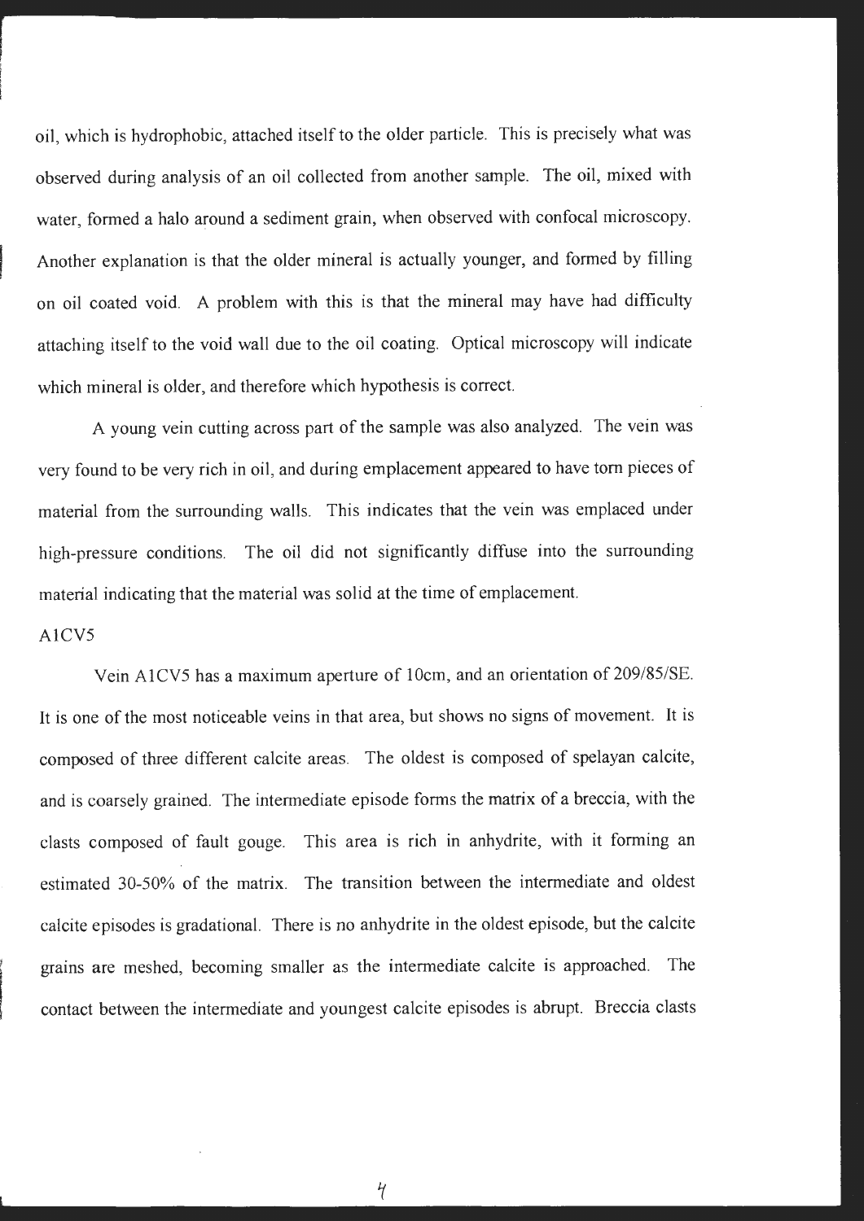oil, which is hydrophobic, attached itself to the older particle. This is precisely what was observed during analysis of an oil collected from another sample. The oil, mixed with water, formed a halo around a sediment grain, when observed with confocal microscopy. Another explanation is that the older mineral is actually younger, and formed by filling on oil coated void. A problem with this is that the mineral may have had difficulty attaching itself to the void wall due to the oil coating. Optical microscopy will indicate which mineral is older, and therefore which hypothesis is correct.

A young vein cutting across part of the sample was also analyzed. The vein was very found to be very rich in oil, and during emplacement appeared to have torn pieces of material from the surrounding walls. This indicates that the vein was emplaced under high-pressure conditions. The oil did not significantly diffuse into the surrounding material indicating that the material was solid at the time of emplacement.

A1CV5

Vein A1CV5 has a maximum aperture of 10cm, and an orientation of 209/85/SE. It is one of the most noticeable veins in that area, but shows no signs of movement. It is composed of three different calcite areas. The oldest is composed of spelayan calcite, and is coarsely grained. The intermediate episode forms the matrix of a breccia, with the clasts composed of fault gouge. This area is rich in anhydrite, with it forming an estimated 30-50% of the matrix. The transition between the intermediate and oldest calcite episodes is gradational. There is no anhydrite in the oldest episode, but the calcite grains are meshed, becoming smaller as the intermediate calcite is approached. The contact between the intermediate and youngest calcite episodes is abrupt. Breccia clasts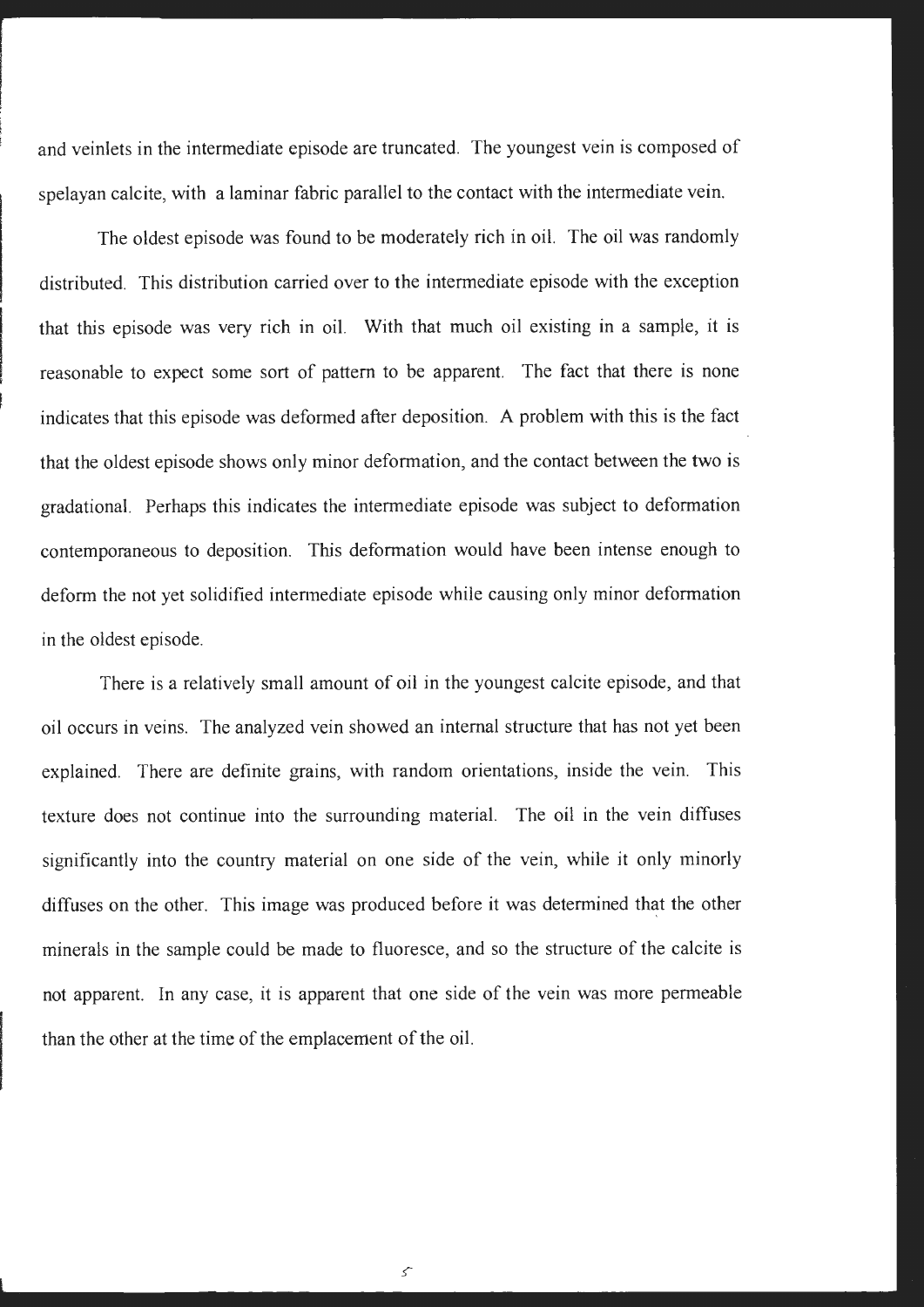and veinlets in the intermediate episode are truncated. The youngest vein is composed of spelayan calcite, with a laminar fabric parallel to the contact with the intermediate vein.

The oldest episode was found to be moderately rich in oil. The oil was randomly distributed. This distribution carried over to the intermediate episode with the exception that this episode was very rich in oil. With that much oil existing in a sample, it is reasonable to expect some sort of pattern to be apparent. The fact that there is none indicates that this episode was deformed after deposition. A problem with this is the fact that the oldest episode shows only minor deformation, and the contact between the two is gradational. Perhaps this indicates the intermediate episode was subject to deformation contemporaneous to deposition. This deformation would have been intense enough to deform the not yet solidified intermediate episode while causing only minor deformation in the oldest episode.

There is a relatively small amount of oil in the youngest calcite episode, and that oil occurs in veins. The analyzed vein showed an internal structure that has not yet been explained. There are definite grains, with random orientations, inside the vein. This texture does not continue into the surrounding material. The oil in the vein diffuses significantly into the country material on one side of the vein, while it only minorly diffuses on the other. This image was produced before it was determined that the other minerals in the sample could be made to fluoresce, and so the structure of the calcite is not apparent. In any case, it is apparent that one side of the vein was more permeable than the other at the time of the emplacement of the oil.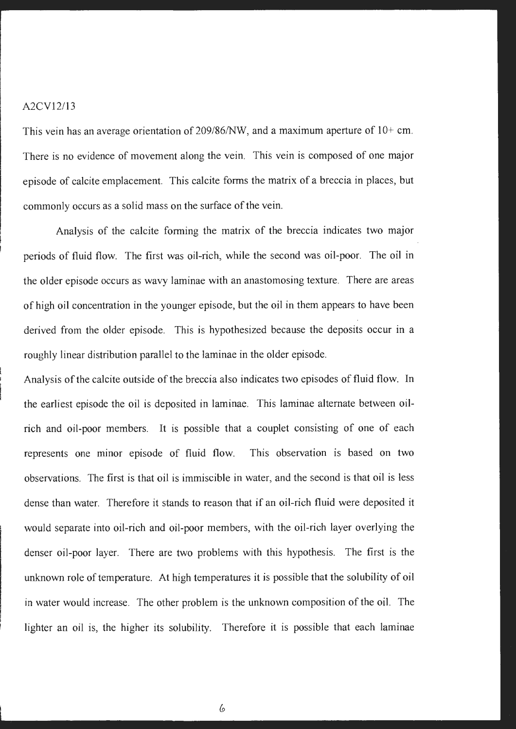A2CV12/13

This vein has an average orientation of 209/86/NW, and a maximum aperture of 10+ cm. There is no evidence of movement along the vein. This vein is composed of one major episode of calcite emplacement. This calcite forms the matrix of a breccia in places, but commonly occurs as a solid mass on the surface of the vein.

Analysis of the calcite forming the matrix of the breccia indicates two major periods of fluid flow. The first was oil-rich, while the second was oil-poor. The oil in the older episode occurs as wavy laminae with an anastomosing texture. There are areas of high oil concentration in the younger episode, but the oil in them appears to have been derived from the older episode. This is hypothesized because the deposits occur in a roughly linear distribution parallel to the laminae in the older episode.

Analysis of the calcite outside of the breccia also indicates two episodes of fluid flow. In the earliest episode the oil is deposited in laminae. This laminae alternate between oil-rich and oil-poor members. It is possible that a couplet consisting of one of each represents one minor episode of fluid flow. This observation is based on two observations. The first is that oil is immiscible in water, and the second is that oil is less dense than water. Therefore it stands to reason that if an oil-rich fluid were deposited it would separate into oil-rich and oil-poor members, with the oil-rich layer overlying the denser oil-poor layer. There are two problems with this hypothesis. The first is the unknown role of temperature. At high temperatures it is possible that the solubility of oil in water would increase. The other problem is the unknown composition of the oil. The lighter an oil is, the higher its solubility. Therefore it is possible that each laminae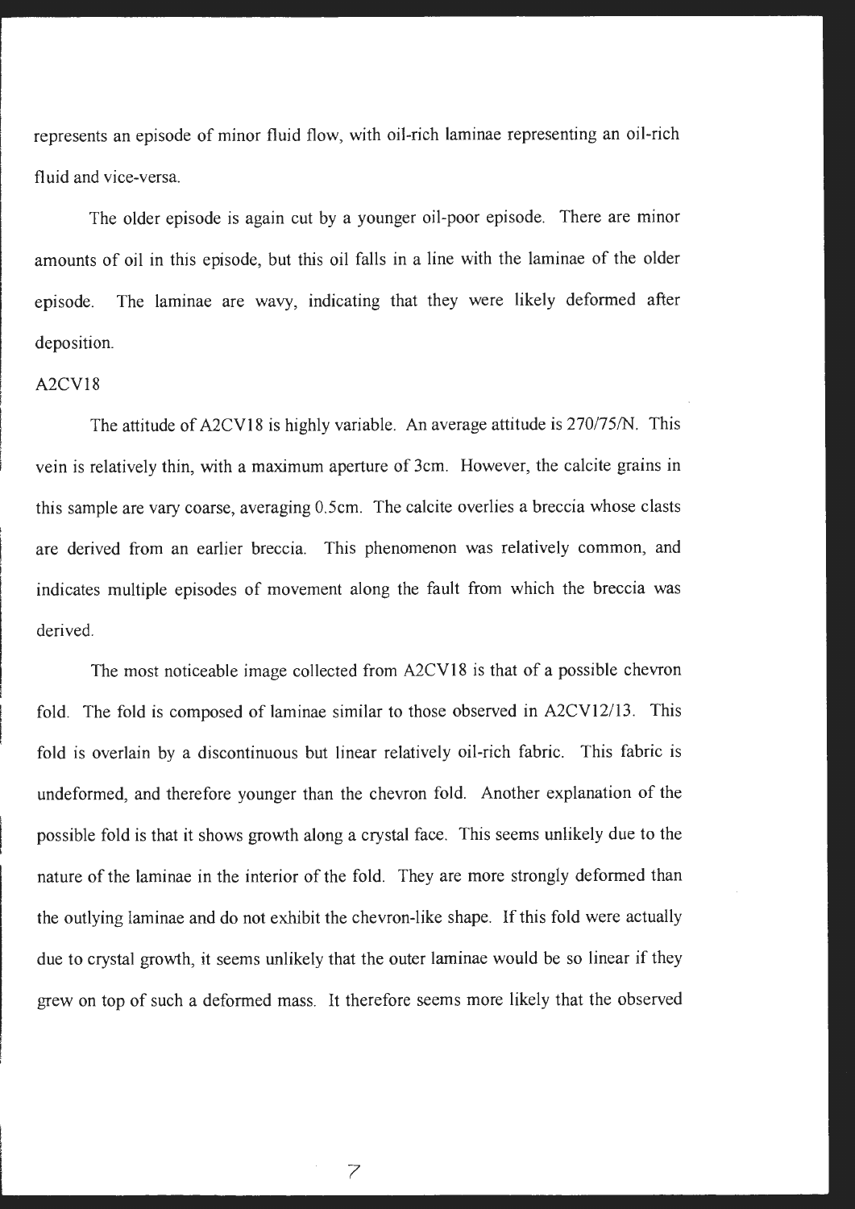represents an episode of minor fluid flow, with oil-rich laminae representing an oil-rich fluid and vice-versa.

The older episode is again cut by a younger oil-poor episode. There are minor amounts of oil in this episode, but this oil falls in a line with the laminae of the older episode. The laminae are wavy, indicating that they were likely deformed after deposition.

A2CV18

The attitude of A2CV18 is highly variable. An average attitude is 270/75/N. This vein is relatively thin, with a maximum aperture of 3cm. However, the calcite grains in this sample are vary coarse, averaging 0.5cm. The calcite overlies a breccia whose clasts are derived from an earlier breccia. This phenomenon was relatively common, and indicates multiple episodes of movement along the fault from which the breccia was derived.

The most noticeable image collected from A2CV18 is that of a possible chevron fold. The fold is composed of laminae similar to those observed in A2CV12/13. This fold is overlain by a discontinuous but linear relatively oil-rich fabric. This fabric is undeformed, and therefore younger than the chevron fold. Another explanation of the possible fold is that it shows growth along a crystal face. This seems unlikely due to the nature of the laminae in the interior of the fold. They are more strongly deformed than the outlying laminae and do not exhibit the chevron-like shape. If this fold were actually due to crystal growth, it seems unlikely that the outer laminae would be so linear if they grew on top of such a deformed mass. It therefore seems more likely that the observed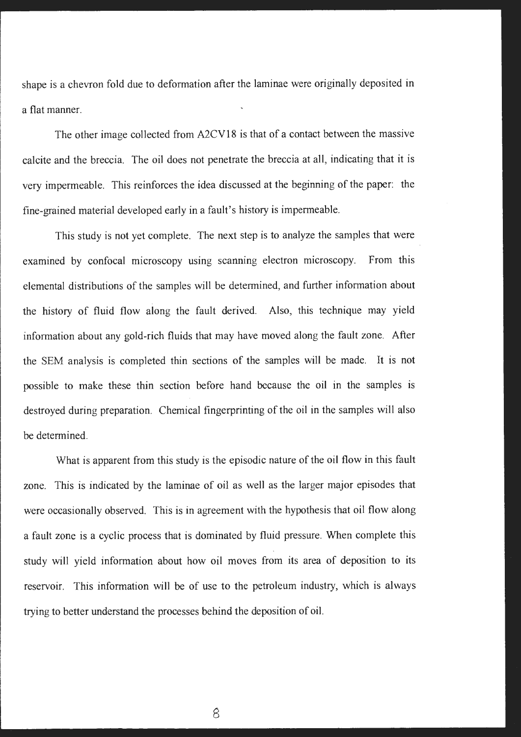shape is a chevron fold due to deformation after the laminae were originally deposited in a flat manner.

The other image collected from A2CV18 is that of a contact between the massive calcite and the breccia. The oil does not penetrate the breccia at all, indicating that it is very impermeable. This reinforces the idea discussed at the beginning of the paper: the fine-grained material developed early in a fault's history is impermeable.

This study is not yet complete. The next step is to analyze the samples that were examined by confocal microscopy using scanning electron microscopy. From this elemental distributions of the samples will be determined, and further information about the history of fluid flow along the fault derived. Also, this technique may yield information about any gold-rich fluids that may have moved along the fault zone. After the SEM analysis is completed thin sections of the samples will be made. It is not possible to make these thin section before hand because the oil in the samples is destroyed during preparation. Chemical fingerprinting of the oil in the samples will also be determined.

What is apparent from this study is the episodic nature of the oil flow in this fault zone. This is indicated by the laminae of oil as well as the larger major episodes that were occasionally observed. This is in agreement with the hypothesis that oil flow along a fault zone is a cyclic process that is dominated by fluid pressure. When complete this study will yield information about how oil moves from its area of deposition to its reservoir. This information will be of use to the petroleum industry, which is always trying to better understand the processes behind the deposition of oil.